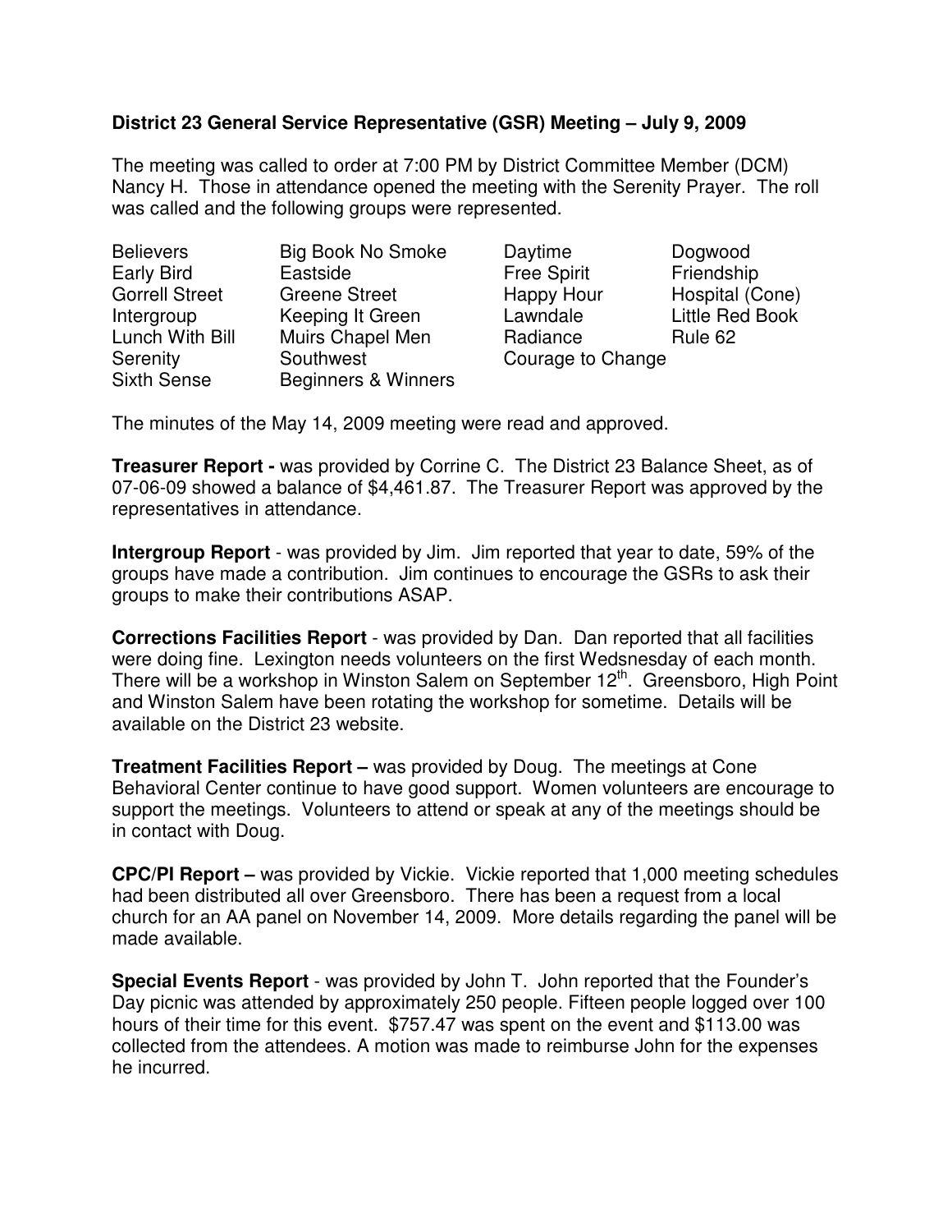**District 23 General Service Representative (GSR) Meeting – July 9, 2009**

The meeting was called to order at 7:00 PM by District Committee Member (DCM) Nancy H. Those in attendance opened the meeting with the Serenity Prayer. The roll was called and the following groups were represented.

| | | | |
|---|---|---|---|
| Believers | Big Book No Smoke | Daytime | Dogwood |
| Early Bird | Eastside | Free Spirit | Friendship |
| Gorrell Street | Greene Street | Happy Hour | Hospital (Cone) |
| Intergroup | Keeping It Green | Lawndale | Little Red Book |
| Lunch With Bill | Muirs Chapel Men | Radiance | Rule 62 |
| Serenity | Southwest | Courage to Change | |
| Sixth Sense | Beginners & Winners | | |

The minutes of the May 14, 2009 meeting were read and approved.

**Treasurer Report -** was provided by Corrine C. The District 23 Balance Sheet, as of 07-06-09 showed a balance of $4,461.87. The Treasurer Report was approved by the representatives in attendance.

**Intergroup Report** - was provided by Jim. Jim reported that year to date, 59% of the groups have made a contribution. Jim continues to encourage the GSRs to ask their groups to make their contributions ASAP.

**Corrections Facilities Report** - was provided by Dan. Dan reported that all facilities were doing fine. Lexington needs volunteers on the first Wedsnesday of each month. There will be a workshop in Winston Salem on September 12th. Greensboro, High Point and Winston Salem have been rotating the workshop for sometime. Details will be available on the District 23 website.

**Treatment Facilities Report –** was provided by Doug. The meetings at Cone Behavioral Center continue to have good support. Women volunteers are encourage to support the meetings. Volunteers to attend or speak at any of the meetings should be in contact with Doug.

**CPC/PI Report –** was provided by Vickie. Vickie reported that 1,000 meeting schedules had been distributed all over Greensboro. There has been a request from a local church for an AA panel on November 14, 2009. More details regarding the panel will be made available.

**Special Events Report** - was provided by John T. John reported that the Founder's Day picnic was attended by approximately 250 people. Fifteen people logged over 100 hours of their time for this event. $757.47 was spent on the event and $113.00 was collected from the attendees. A motion was made to reimburse John for the expenses he incurred.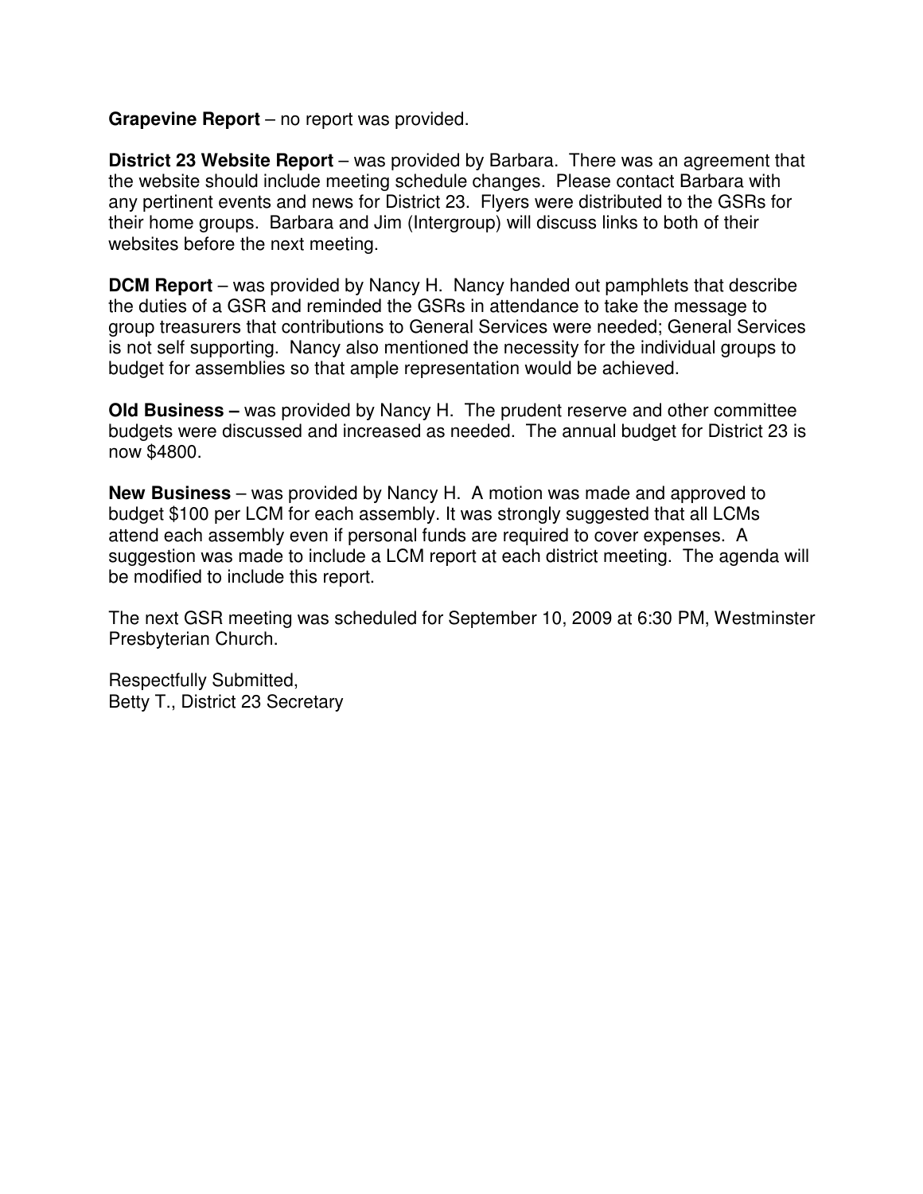**Grapevine Report** – no report was provided.

**District 23 Website Report** – was provided by Barbara. There was an agreement that the website should include meeting schedule changes. Please contact Barbara with any pertinent events and news for District 23. Flyers were distributed to the GSRs for their home groups. Barbara and Jim (Intergroup) will discuss links to both of their websites before the next meeting.

**DCM Report** – was provided by Nancy H. Nancy handed out pamphlets that describe the duties of a GSR and reminded the GSRs in attendance to take the message to group treasurers that contributions to General Services were needed; General Services is not self supporting. Nancy also mentioned the necessity for the individual groups to budget for assemblies so that ample representation would be achieved.

**Old Business –** was provided by Nancy H. The prudent reserve and other committee budgets were discussed and increased as needed. The annual budget for District 23 is now $4800.

**New Business** – was provided by Nancy H. A motion was made and approved to budget $100 per LCM for each assembly. It was strongly suggested that all LCMs attend each assembly even if personal funds are required to cover expenses. A suggestion was made to include a LCM report at each district meeting. The agenda will be modified to include this report.

The next GSR meeting was scheduled for September 10, 2009 at 6:30 PM, Westminster Presbyterian Church.

Respectfully Submitted,
Betty T., District 23 Secretary